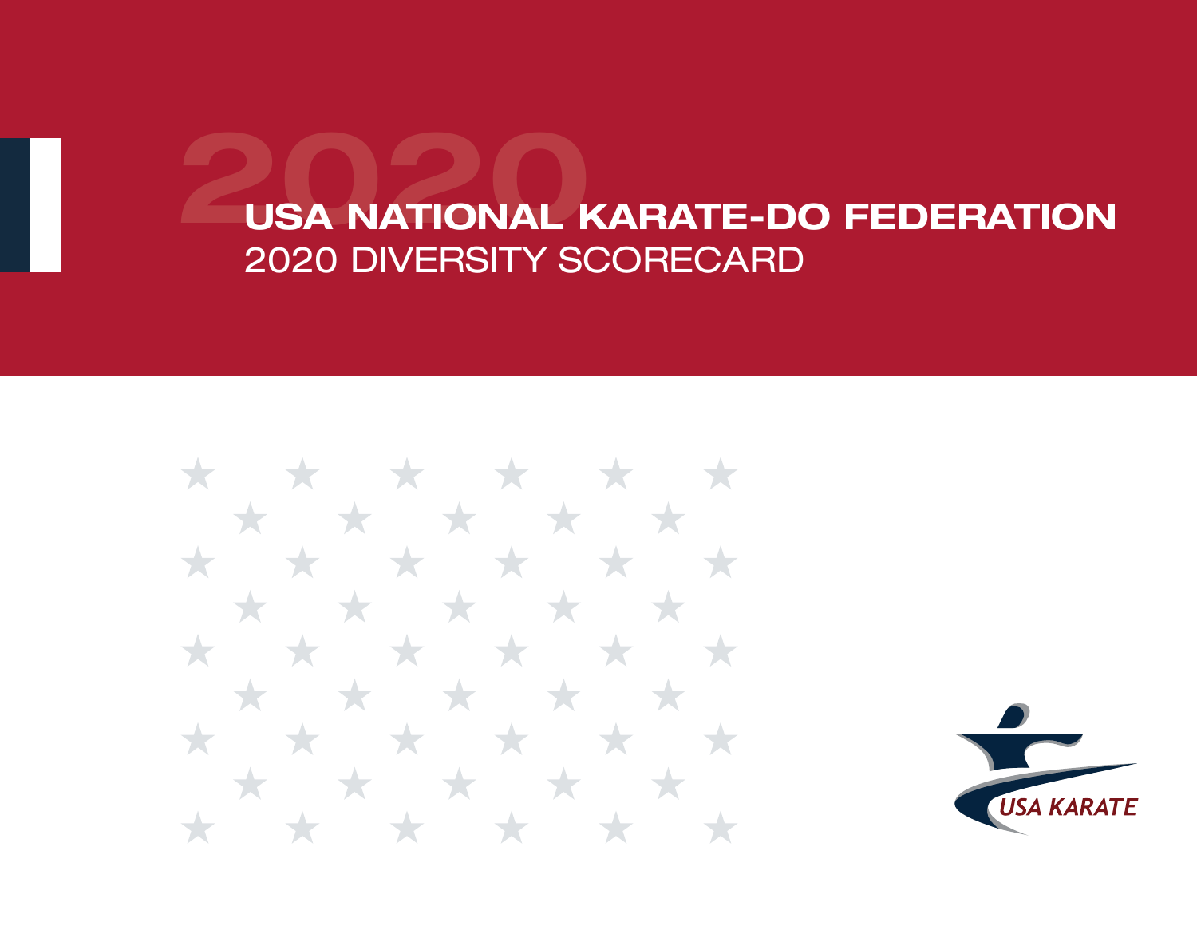# USA NATIONAL KARATE-DO FEDERATION

## 2020 DIVERSITY SCORECARD

USA KARATE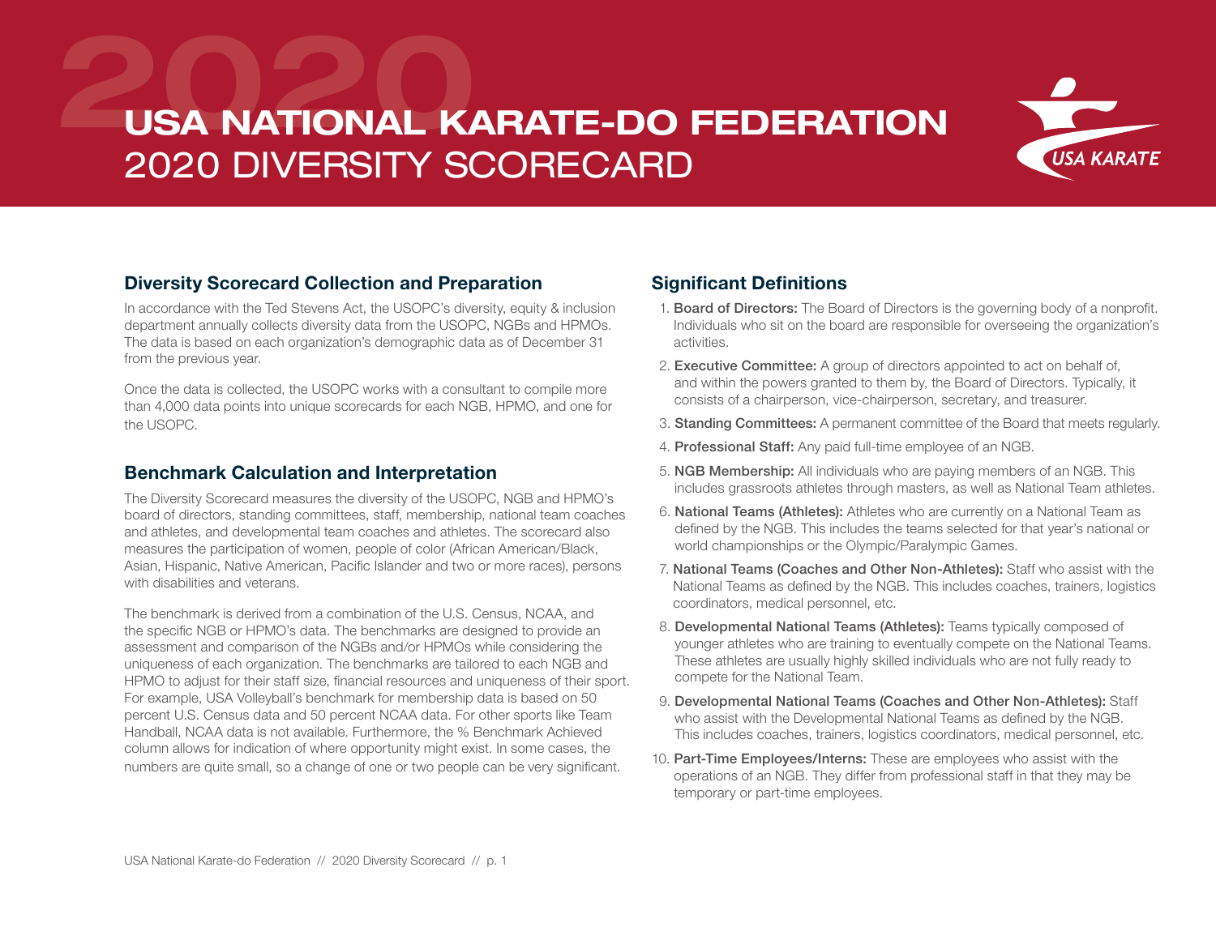# USA NATIONAL KARATE-DO FEDERATION
## 2020 DIVERSITY SCORECARD

### Diversity Scorecard Collection and Preparation

In accordance with the Ted Stevens Act, the USOPC's diversity, equity & inclusion department annually collects diversity data from the USOPC, NGBs and HPMOs. The data is based on each organization's demographic data as of December 31 from the previous year.

Once the data is collected, the USOPC works with a consultant to compile more than 4,000 data points into unique scorecards for each NGB, HPMO, and one for the USOPC.

### Benchmark Calculation and Interpretation

The Diversity Scorecard measures the diversity of the USOPC, NGB and HPMO's board of directors, standing committees, staff, membership, national team coaches and athletes, and developmental team coaches and athletes. The scorecard also measures the participation of women, people of color (African American/Black, Asian, Hispanic, Native American, Pacific Islander and two or more races), persons with disabilities and veterans.

The benchmark is derived from a combination of the U.S. Census, NCAA, and the specific NGB or HPMO's data. The benchmarks are designed to provide an assessment and comparison of the NGBs and/or HPMOs while considering the uniqueness of each organization. The benchmarks are tailored to each NGB and HPMO to adjust for their staff size, financial resources and uniqueness of their sport. For example, USA Volleyball's benchmark for membership data is based on 50 percent U.S. Census data and 50 percent NCAA data. For other sports like Team Handball, NCAA data is not available. Furthermore, the % Benchmark Achieved column allows for indication of where opportunity might exist. In some cases, the numbers are quite small, so a change of one or two people can be very significant.

### Significant Definitions

1. **Board of Directors:** The Board of Directors is the governing body of a nonprofit. Individuals who sit on the board are responsible for overseeing the organization's activities.
2. **Executive Committee:** A group of directors appointed to act on behalf of, and within the powers granted to them by, the Board of Directors. Typically, it consists of a chairperson, vice-chairperson, secretary, and treasurer.
3. **Standing Committees:** A permanent committee of the Board that meets regularly.
4. **Professional Staff:** Any paid full-time employee of an NGB.
5. **NGB Membership:** All individuals who are paying members of an NGB. This includes grassroots athletes through masters, as well as National Team athletes.
6. **National Teams (Athletes):** Athletes who are currently on a National Team as defined by the NGB. This includes the teams selected for that year's national or world championships or the Olympic/Paralympic Games.
7. **National Teams (Coaches and Other Non-Athletes):** Staff who assist with the National Teams as defined by the NGB. This includes coaches, trainers, logistics coordinators, medical personnel, etc.
8. **Developmental National Teams (Athletes):** Teams typically composed of younger athletes who are training to eventually compete on the National Teams. These athletes are usually highly skilled individuals who are not fully ready to compete for the National Team.
9. **Developmental National Teams (Coaches and Other Non-Athletes):** Staff who assist with the Developmental National Teams as defined by the NGB. This includes coaches, trainers, logistics coordinators, medical personnel, etc.
10. **Part-Time Employees/Interns:** These are employees who assist with the operations of an NGB. They differ from professional staff in that they may be temporary or part-time employees.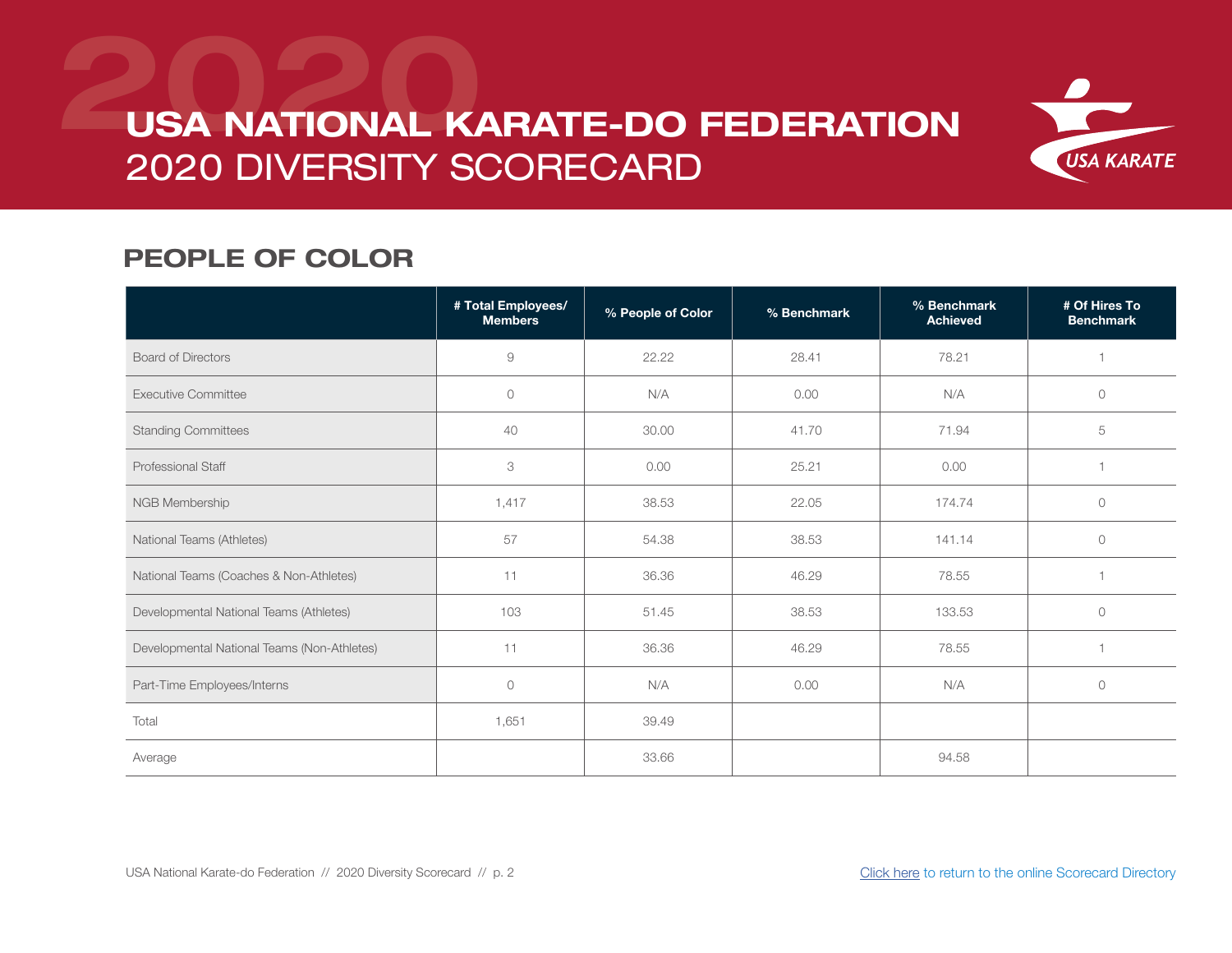# USA NATIONAL KARATE-DO FEDERATION
## 2020 DIVERSITY SCORECARD

## PEOPLE OF COLOR

| | # Total Employees/ Members | % People of Color | % Benchmark | % Benchmark Achieved | # Of Hires To Benchmark |
|---|---|---|---|---|---|
| Board of Directors | 9 | 22.22 | 28.41 | 78.21 | 1 |
| Executive Committee | 0 | N/A | 0.00 | N/A | 0 |
| Standing Committees | 40 | 30.00 | 41.70 | 71.94 | 5 |
| Professional Staff | 3 | 0.00 | 25.21 | 0.00 | 1 |
| NGB Membership | 1,417 | 38.53 | 22.05 | 174.74 | 0 |
| National Teams (Athletes) | 57 | 54.38 | 38.53 | 141.14 | 0 |
| National Teams (Coaches & Non-Athletes) | 11 | 36.36 | 46.29 | 78.55 | 1 |
| Developmental National Teams (Athletes) | 103 | 51.45 | 38.53 | 133.53 | 0 |
| Developmental National Teams (Non-Athletes) | 11 | 36.36 | 46.29 | 78.55 | 1 |
| Part-Time Employees/Interns | 0 | N/A | 0.00 | N/A | 0 |
| Total | 1,651 | 39.49 | | | |
| Average | | 33.66 | | 94.58 | |

USA National Karate-do Federation // 2020 Diversity Scorecard // p. 2

Click here to return to the online Scorecard Directory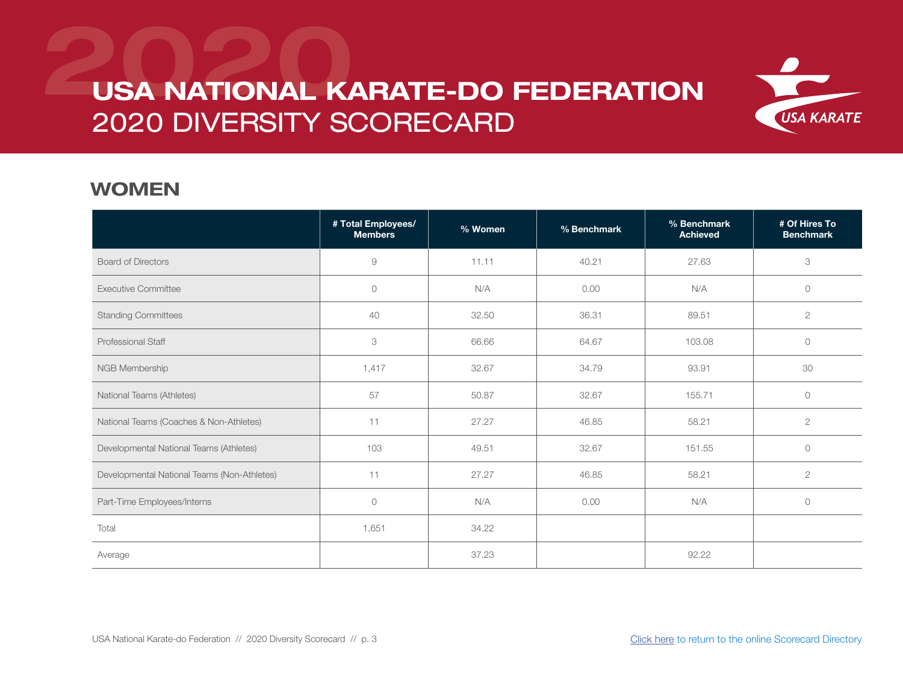# USA NATIONAL KARATE-DO FEDERATION
## 2020 DIVERSITY SCORECARD

## WOMEN

| | # Total Employees/ Members | % Women | % Benchmark | % Benchmark Achieved | # Of Hires To Benchmark |
|---|---|---|---|---|---|
| Board of Directors | 9 | 11.11 | 40.21 | 27.63 | 3 |
| Executive Committee | 0 | N/A | 0.00 | N/A | 0 |
| Standing Committees | 40 | 32.50 | 36.31 | 89.51 | 2 |
| Professional Staff | 3 | 66.66 | 64.67 | 103.08 | 0 |
| NGB Membership | 1,417 | 32.67 | 34.79 | 93.91 | 30 |
| National Teams (Athletes) | 57 | 50.87 | 32.67 | 155.71 | 0 |
| National Teams (Coaches & Non-Athletes) | 11 | 27.27 | 46.85 | 58.21 | 2 |
| Developmental National Teams (Athletes) | 103 | 49.51 | 32.67 | 151.55 | 0 |
| Developmental National Teams (Non-Athletes) | 11 | 27.27 | 46.85 | 58.21 | 2 |
| Part-Time Employees/Interns | 0 | N/A | 0.00 | N/A | 0 |
| Total | 1,651 | 34.22 | | | |
| Average | | 37.23 | | 92.22 | |

Click here to return to the online Scorecard Directory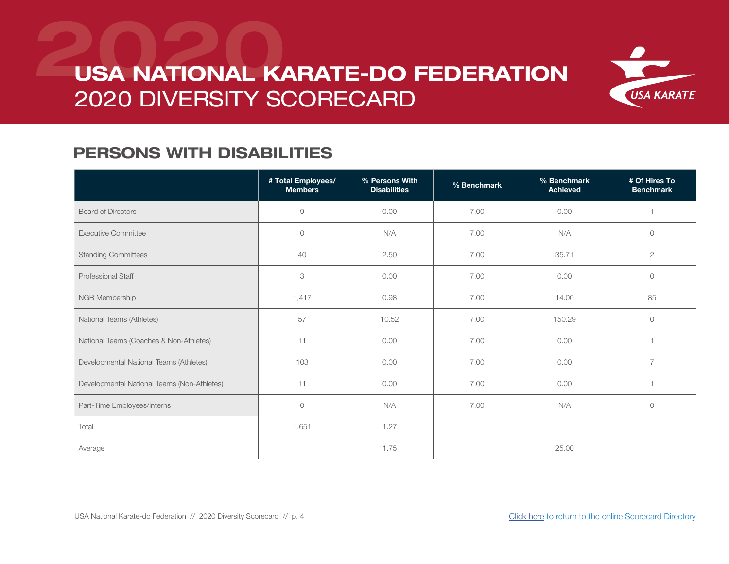# USA NATIONAL KARATE-DO FEDERATION 2020 DIVERSITY SCORECARD

## PERSONS WITH DISABILITIES

| | # Total Employees/ Members | % Persons With Disabilities | % Benchmark | % Benchmark Achieved | # Of Hires To Benchmark |
|---|---|---|---|---|---|
| Board of Directors | 9 | 0.00 | 7.00 | 0.00 | 1 |
| Executive Committee | 0 | N/A | 7.00 | N/A | 0 |
| Standing Committees | 40 | 2.50 | 7.00 | 35.71 | 2 |
| Professional Staff | 3 | 0.00 | 7.00 | 0.00 | 0 |
| NGB Membership | 1,417 | 0.98 | 7.00 | 14.00 | 85 |
| National Teams (Athletes) | 57 | 10.52 | 7.00 | 150.29 | 0 |
| National Teams (Coaches & Non-Athletes) | 11 | 0.00 | 7.00 | 0.00 | 1 |
| Developmental National Teams (Athletes) | 103 | 0.00 | 7.00 | 0.00 | 7 |
| Developmental National Teams (Non-Athletes) | 11 | 0.00 | 7.00 | 0.00 | 1 |
| Part-Time Employees/Interns | 0 | N/A | 7.00 | N/A | 0 |
| Total | 1,651 | 1.27 | | | |
| Average | | 1.75 | | 25.00 | |

Click here to return to the online Scorecard Directory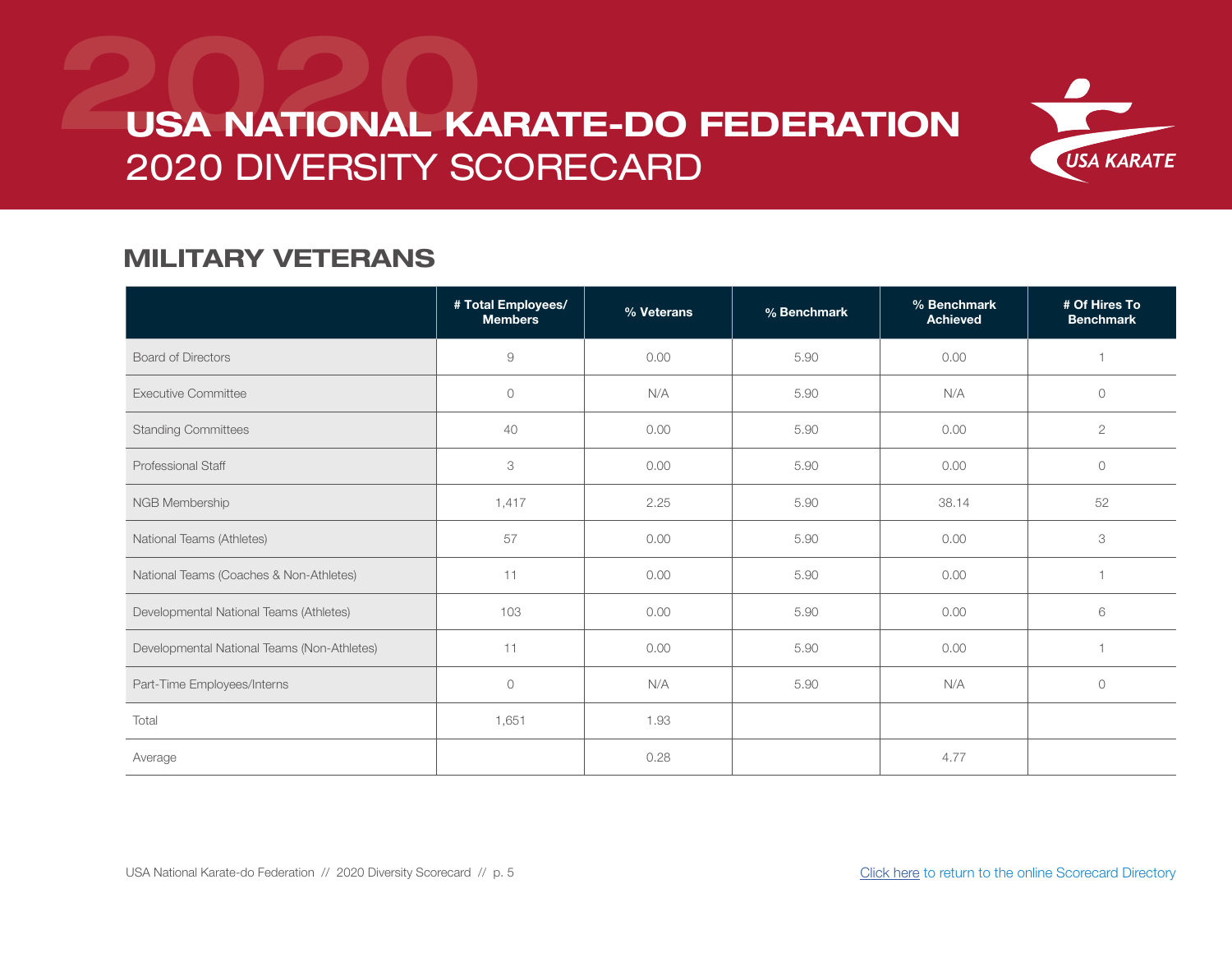# USA NATIONAL KARATE-DO FEDERATION
# 2020 DIVERSITY SCORECARD

## MILITARY VETERANS

| | # Total Employees/ Members | % Veterans | % Benchmark | % Benchmark Achieved | # Of Hires To Benchmark |
|---|---|---|---|---|---|
| Board of Directors | 9 | 0.00 | 5.90 | 0.00 | 1 |
| Executive Committee | 0 | N/A | 5.90 | N/A | 0 |
| Standing Committees | 40 | 0.00 | 5.90 | 0.00 | 2 |
| Professional Staff | 3 | 0.00 | 5.90 | 0.00 | 0 |
| NGB Membership | 1,417 | 2.25 | 5.90 | 38.14 | 52 |
| National Teams (Athletes) | 57 | 0.00 | 5.90 | 0.00 | 3 |
| National Teams (Coaches & Non-Athletes) | 11 | 0.00 | 5.90 | 0.00 | 1 |
| Developmental National Teams (Athletes) | 103 | 0.00 | 5.90 | 0.00 | 6 |
| Developmental National Teams (Non-Athletes) | 11 | 0.00 | 5.90 | 0.00 | 1 |
| Part-Time Employees/Interns | 0 | N/A | 5.90 | N/A | 0 |
| Total | 1,651 | 1.93 | | | |
| Average | | 0.28 | | 4.77 | |

Click here to return to the online Scorecard Directory